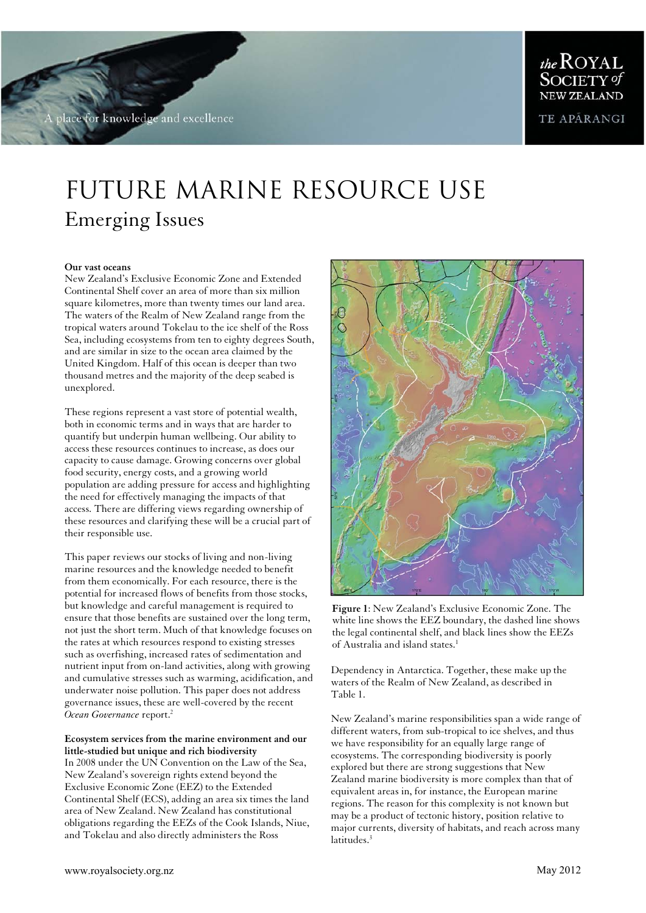# FUTURE MARINE RESOURCE USE

## Emerging Issues

**Our vast oceans**

New Zealand's Exclusive Economic Zone and Extended Continental Shelf cover an area of more than six million square kilometres, more than twenty times our land area. The waters of the Realm of New Zealand range from the tropical waters around Tokelau to the ice shelf of the Ross Sea, including ecosystems from ten to eighty degrees South, and are similar in size to the ocean area claimed by the United Kingdom. Half of this ocean is deeper than two thousand metres and the majority of the deep seabed is unexplored.

These regions represent a vast store of potential wealth, both in economic terms and in ways that are harder to quantify but underpin human wellbeing. Our ability to access these resources continues to increase, as does our capacity to cause damage. Growing concerns over global food security, energy costs, and a growing world population are adding pressure for access and highlighting the need for effectively managing the impacts of that access. There are differing views regarding ownership of these resources and clarifying these will be a crucial part of their responsible use.

This paper reviews our stocks of living and non-living marine resources and the knowledge needed to benefit from them economically. For each resource, there is the potential for increased flows of benefits from those stocks, but knowledge and careful management is required to ensure that those benefits are sustained over the long term, not just the short term. Much of that knowledge focuses on the rates at which resources respond to existing stresses such as overfishing, increased rates of sedimentation and nutrient input from on-land activities, along with growing and cumulative stresses such as warming, acidification, and underwater noise pollution. This paper does not address governance issues, these are well-covered by the recent *Ocean Governance* report.[2]

**Ecosystem services from the marine environment and our little-studied but unique and rich biodiversity**

In 2008 under the UN Convention on the Law of the Sea, New Zealand's sovereign rights extend beyond the Exclusive Economic Zone (EEZ) to the Extended Continental Shelf (ECS), adding an area six times the land area of New Zealand. New Zealand has constitutional obligations regarding the EEZs of the Cook Islands, Niue, and Tokelau and also directly administers the Ross Dependency in Antarctica. Together, these make up the waters of the Realm of New Zealand, as described in Table 1.

**Figure 1**: New Zealand's Exclusive Economic Zone. The white line shows the EEZ boundary, the dashed line shows the legal continental shelf, and black lines show the EEZs of Australia and island states.[1]

New Zealand's marine responsibilities span a wide range of different waters, from sub-tropical to ice shelves, and thus we have responsibility for an equally large range of ecosystems. The corresponding biodiversity is poorly explored but there are strong suggestions that New Zealand marine biodiversity is more complex than that of equivalent areas in, for instance, the European marine regions. The reason for this complexity is not known but may be a product of tectonic history, position relative to major currents, diversity of habitats, and reach across many latitudes.[3]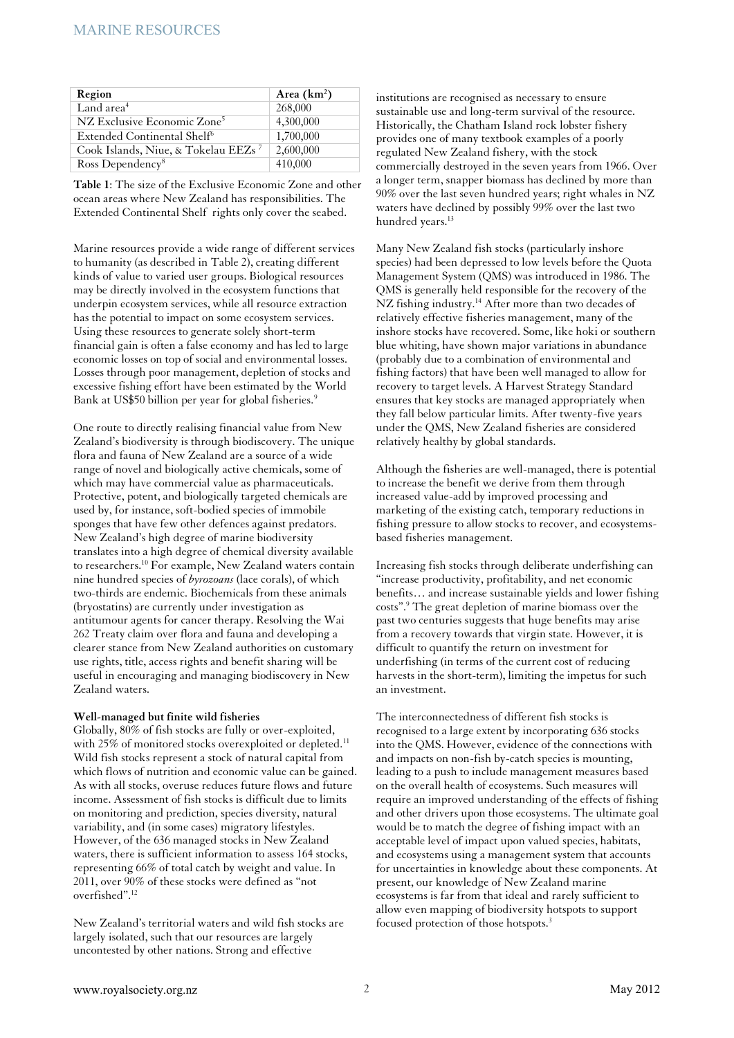| Region | Area (km$^2$) |
| --- | --- |
| Land area[4] | 268,000 |
| NZ Exclusive Economic Zone[5] | 4,300,000 |
| Extended Continental Shelf[6] | 1,700,000 |
| Cook Islands, Niue, & Tokelau EEZs [7] | 2,600,000 |
| Ross Dependency[8] | 410,000 |

**Table 1**: The size of the Exclusive Economic Zone and other ocean areas where New Zealand has responsibilities. The Extended Continental Shelf rights only cover the seabed.

Marine resources provide a wide range of different services to humanity (as described in Table 2), creating different kinds of value to varied user groups. Biological resources may be directly involved in the ecosystem functions that underpin ecosystem services, while all resource extraction has the potential to impact on some ecosystem services. Using these resources to generate solely short-term financial gain is often a false economy and has led to large economic losses on top of social and environmental losses. Losses through poor management, depletion of stocks and excessive fishing effort have been estimated by the World Bank at US$50 billion per year for global fisheries.[9]

One route to directly realising financial value from New Zealand's biodiversity is through biodiscovery. The unique flora and fauna of New Zealand are a source of a wide range of novel and biologically active chemicals, some of which may have commercial value as pharmaceuticals. Protective, potent, and biologically targeted chemicals are used by, for instance, soft-bodied species of immobile sponges that have few other defences against predators. New Zealand's high degree of marine biodiversity translates into a high degree of chemical diversity available to researchers.[10] For example, New Zealand waters contain nine hundred species of *byrozoans* (lace corals), of which two-thirds are endemic. Biochemicals from these animals (bryostatins) are currently under investigation as antitumour agents for cancer therapy. Resolving the Wai 262 Treaty claim over flora and fauna and developing a clearer stance from New Zealand authorities on customary use rights, title, access rights and benefit sharing will be useful in encouraging and managing biodiscovery in New Zealand waters.

**Well-managed but finite wild fisheries**

Globally, 80% of fish stocks are fully or over-exploited, with 25% of monitored stocks overexploited or depleted.[11] Wild fish stocks represent a stock of natural capital from which flows of nutrition and economic value can be gained. As with all stocks, overuse reduces future flows and future income. Assessment of fish stocks is difficult due to limits on monitoring and prediction, species diversity, natural variability, and (in some cases) migratory lifestyles. However, of the 636 managed stocks in New Zealand waters, there is sufficient information to assess 164 stocks, representing 66% of total catch by weight and value. In 2011, over 90% of these stocks were defined as "not overfished".[12]

New Zealand's territorial waters and wild fish stocks are largely isolated, such that our resources are largely uncontested by other nations. Strong and effective institutions are recognised as necessary to ensure sustainable use and long-term survival of the resource. Historically, the Chatham Island rock lobster fishery provides one of many textbook examples of a poorly regulated New Zealand fishery, with the stock commercially destroyed in the seven years from 1966. Over a longer term, snapper biomass has declined by more than 90% over the last seven hundred years; right whales in NZ waters have declined by possibly 99% over the last two hundred years.[13]

Many New Zealand fish stocks (particularly inshore species) had been depressed to low levels before the Quota Management System (QMS) was introduced in 1986. The QMS is generally held responsible for the recovery of the NZ fishing industry.[14] After more than two decades of relatively effective fisheries management, many of the inshore stocks have recovered. Some, like hoki or southern blue whiting, have shown major variations in abundance (probably due to a combination of environmental and fishing factors) that have been well managed to allow for recovery to target levels. A Harvest Strategy Standard ensures that key stocks are managed appropriately when they fall below particular limits. After twenty-five years under the QMS, New Zealand fisheries are considered relatively healthy by global standards.

Although the fisheries are well-managed, there is potential to increase the benefit we derive from them through increased value-add by improved processing and marketing of the existing catch, temporary reductions in fishing pressure to allow stocks to recover, and ecosystems-based fisheries management.

Increasing fish stocks through deliberate underfishing can "increase productivity, profitability, and net economic benefits… and increase sustainable yields and lower fishing costs".[9] The great depletion of marine biomass over the past two centuries suggests that huge benefits may arise from a recovery towards that virgin state. However, it is difficult to quantify the return on investment for underfishing (in terms of the current cost of reducing harvests in the short-term), limiting the impetus for such an investment.

The interconnectedness of different fish stocks is recognised to a large extent by incorporating 636 stocks into the QMS. However, evidence of the connections with and impacts on non-fish by-catch species is mounting, leading to a push to include management measures based on the overall health of ecosystems. Such measures will require an improved understanding of the effects of fishing and other drivers upon those ecosystems. The ultimate goal would be to match the degree of fishing impact with an acceptable level of impact upon valued species, habitats, and ecosystems using a management system that accounts for uncertainties in knowledge about these components. At present, our knowledge of New Zealand marine ecosystems is far from that ideal and rarely sufficient to allow even mapping of biodiversity hotspots to support focused protection of those hotspots.[3]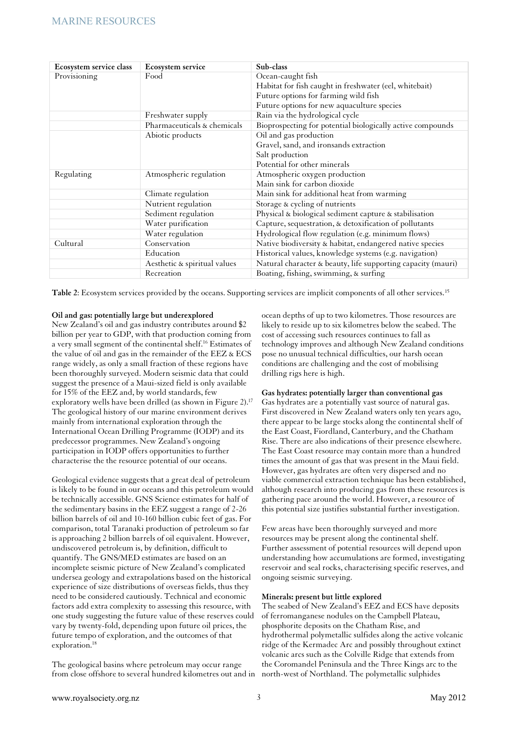| Ecosystem service class | Ecosystem service | Sub-class |
|---|---|---|
| Provisioning | Food | Ocean-caught fish |
| | | Habitat for fish caught in freshwater (eel, whitebait) |
| | | Future options for farming wild fish |
| | | Future options for new aquaculture species |
| | Freshwater supply | Rain via the hydrological cycle |
| | Pharmaceuticals & chemicals | Bioprospecting for potential biologically active compounds |
| | Abiotic products | Oil and gas production |
| | | Gravel, sand, and ironsands extraction |
| | | Salt production |
| | | Potential for other minerals |
| Regulating | Atmospheric regulation | Atmospheric oxygen production |
| | | Main sink for carbon dioxide |
| | Climate regulation | Main sink for additional heat from warming |
| | Nutrient regulation | Storage & cycling of nutrients |
| | Sediment regulation | Physical & biological sediment capture & stabilisation |
| | Water purification | Capture, sequestration, & detoxification of pollutants |
| | Water regulation | Hydrological flow regulation (e.g. minimum flows) |
| Cultural | Conservation | Native biodiversity & habitat, endangered native species |
| | Education | Historical values, knowledge systems (e.g. navigation) |
| | Aesthetic & spiritual values | Natural character & beauty, life supporting capacity (mauri) |
| | Recreation | Boating, fishing, swimming, & surfing |

**Table 2**: Ecosystem services provided by the oceans. Supporting services are implicit components of all other services.[15]

**Oil and gas: potentially large but underexplored**

New Zealand's oil and gas industry contributes around $2 billion per year to GDP, with that production coming from a very small segment of the continental shelf.[16] Estimates of the value of oil and gas in the remainder of the EEZ & ECS range widely, as only a small fraction of these regions have been thoroughly surveyed. Modern seismic data that could suggest the presence of a Maui-sized field is only available for 15% of the EEZ and, by world standards, few exploratory wells have been drilled (as shown in Figure 2).[17] The geological history of our marine environment derives mainly from international exploration through the International Ocean Drilling Programme (IODP) and its predecessor programmes. New Zealand's ongoing participation in IODP offers opportunities to further characterise the the resource potential of our oceans.

Geological evidence suggests that a great deal of petroleum is likely to be found in our oceans and this petroleum would be technically accessible. GNS Science estimates for half of the sedimentary basins in the EEZ suggest a range of 2-26 billion barrels of oil and 10-160 billion cubic feet of gas. For comparison, total Taranaki production of petroleum so far is approaching 2 billion barrels of oil equivalent. However, undiscovered petroleum is, by definition, difficult to quantify. The GNS/MED estimates are based on an incomplete seismic picture of New Zealand's complicated undersea geology and extrapolations based on the historical experience of size distributions of overseas fields, thus they need to be considered cautiously. Technical and economic factors add extra complexity to assessing this resource, with one study suggesting the future value of these reserves could vary by twenty-fold, depending upon future oil prices, the future tempo of exploration, and the outcomes of that exploration.[18]

The geological basins where petroleum may occur range from close offshore to several hundred kilometres out and in ocean depths of up to two kilometres. Those resources are likely to reside up to six kilometres below the seabed. The cost of accessing such resources continues to fall as technology improves and although New Zealand conditions pose no unusual technical difficulties, our harsh ocean conditions are challenging and the cost of mobilising drilling rigs here is high.

**Gas hydrates: potentially larger than conventional gas**

Gas hydrates are a potentially vast source of natural gas. First discovered in New Zealand waters only ten years ago, there appear to be large stocks along the continental shelf of the East Coast, Fiordland, Canterbury, and the Chatham Rise. There are also indications of their presence elsewhere. The East Coast resource may contain more than a hundred times the amount of gas that was present in the Maui field. However, gas hydrates are often very dispersed and no viable commercial extraction technique has been established, although research into producing gas from these resources is gathering pace around the world. However, a resource of this potential size justifies substantial further investigation.

Few areas have been thoroughly surveyed and more resources may be present along the continental shelf. Further assessment of potential resources will depend upon understanding how accumulations are formed, investigating reservoir and seal rocks, characterising specific reserves, and ongoing seismic surveying.

**Minerals: present but little explored**

The seabed of New Zealand's EEZ and ECS have deposits of ferromanganese nodules on the Campbell Plateau, phosphorite deposits on the Chatham Rise, and hydrothermal polymetallic sulfides along the active volcanic ridge of the Kermadec Arc and possibly throughout extinct volcanic arcs such as the Colville Ridge that extends from the Coromandel Peninsula and the Three Kings arc to the north-west of Northland. The polymetallic sulphides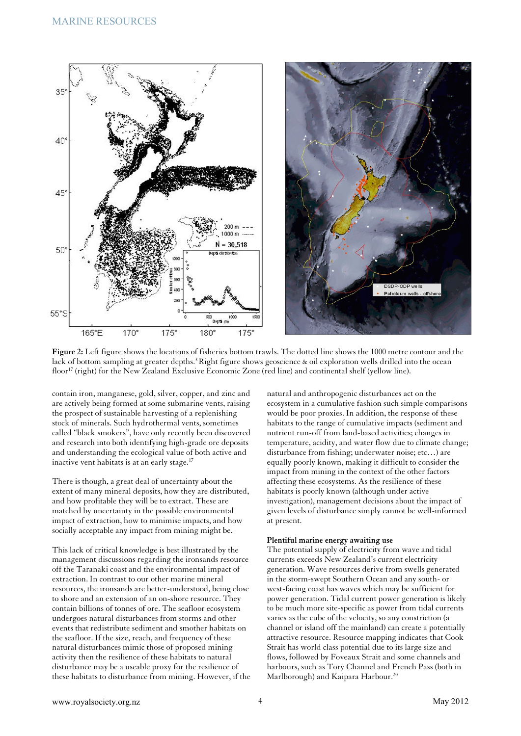**Figure 2:** Left figure shows the locations of fisheries bottom trawls. The dotted line shows the 1000 metre contour and the lack of bottom sampling at greater depths.[3] Right figure shows geoscience & oil exploration wells drilled into the ocean floor[17] (right) for the New Zealand Exclusive Economic Zone (red line) and continental shelf (yellow line).

contain iron, manganese, gold, silver, copper, and zinc and are actively being formed at some submarine vents, raising the prospect of sustainable harvesting of a replenishing stock of minerals. Such hydrothermal vents, sometimes called "black smokers", have only recently been discovered and research into both identifying high-grade ore deposits and understanding the ecological value of both active and inactive vent habitats is at an early stage.[17]

There is though, a great deal of uncertainty about the extent of many mineral deposits, how they are distributed, and how profitable they will be to extract. These are matched by uncertainty in the possible environmental impact of extraction, how to minimise impacts, and how socially acceptable any impact from mining might be.

This lack of critical knowledge is best illustrated by the management discussions regarding the ironsands resource off the Taranaki coast and the environmental impact of extraction. In contrast to our other marine mineral resources, the ironsands are better-understood, being close to shore and an extension of an on-shore resource. They contain billions of tonnes of ore. The seafloor ecosystem undergoes natural disturbances from storms and other events that redistribute sediment and smother habitats on the seafloor. If the size, reach, and frequency of these natural disturbances mimic those of proposed mining activity then the resilience of these habitats to natural disturbance may be a useable proxy for the resilience of these habitats to disturbance from mining. However, if the natural and anthropogenic disturbances act on the ecosystem in a cumulative fashion such simple comparisons would be poor proxies. In addition, the response of these habitats to the range of cumulative impacts (sediment and nutrient run-off from land-based activities; changes in temperature, acidity, and water flow due to climate change; disturbance from fishing; underwater noise; etc…) are equally poorly known, making it difficult to consider the impact from mining in the context of the other factors affecting these ecosystems. As the resilience of these habitats is poorly known (although under active investigation), management decisions about the impact of given levels of disturbance simply cannot be well-informed at present.

**Plentiful marine energy awaiting use**

The potential supply of electricity from wave and tidal currents exceeds New Zealand's current electricity generation. Wave resources derive from swells generated in the storm-swept Southern Ocean and any south- or west-facing coast has waves which may be sufficient for power generation. Tidal current power generation is likely to be much more site-specific as power from tidal currents varies as the cube of the velocity, so any constriction (a channel or island off the mainland) can create a potentially attractive resource. Resource mapping indicates that Cook Strait has world class potential due to its large size and flows, followed by Foveaux Strait and some channels and harbours, such as Tory Channel and French Pass (both in Marlborough) and Kaipara Harbour.[20]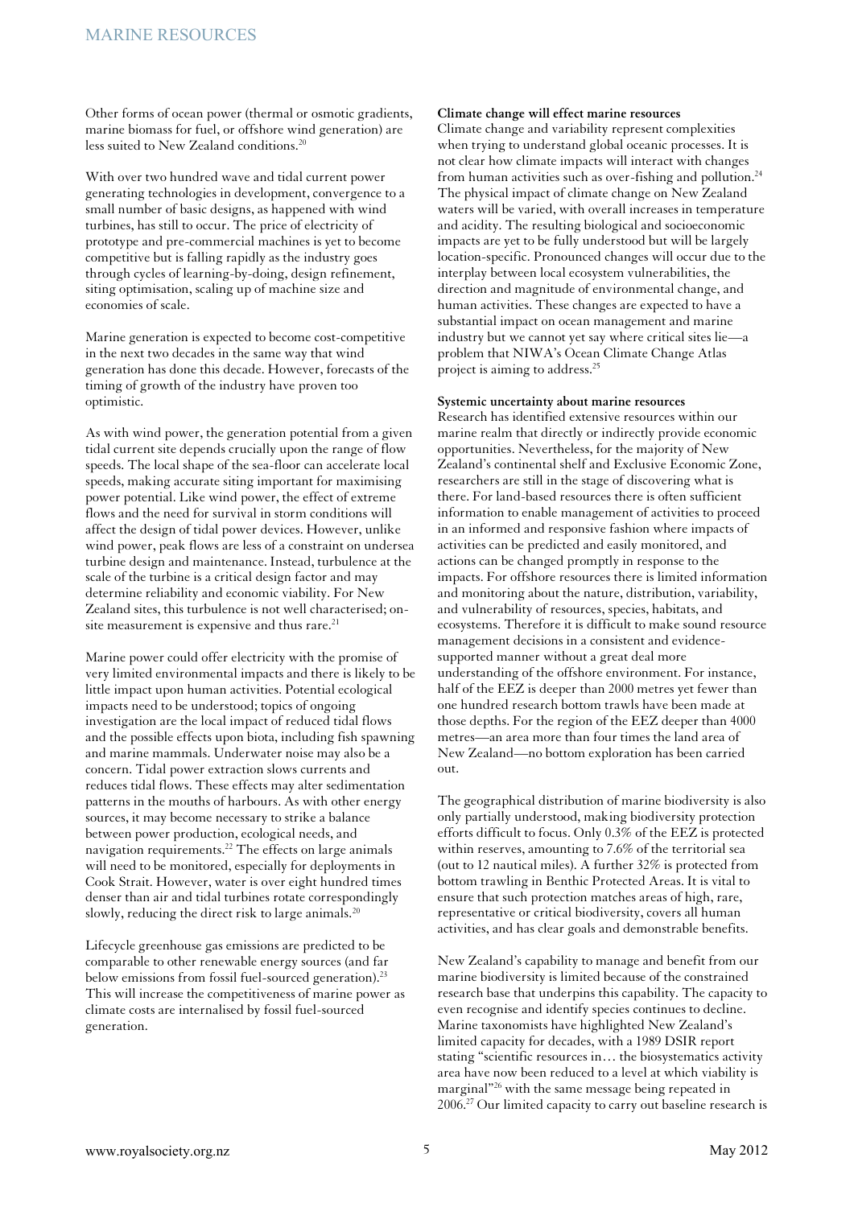Other forms of ocean power (thermal or osmotic gradients, marine biomass for fuel, or offshore wind generation) are less suited to New Zealand conditions.[20]

With over two hundred wave and tidal current power generating technologies in development, convergence to a small number of basic designs, as happened with wind turbines, has still to occur. The price of electricity of prototype and pre-commercial machines is yet to become competitive but is falling rapidly as the industry goes through cycles of learning-by-doing, design refinement, siting optimisation, scaling up of machine size and economies of scale.

Marine generation is expected to become cost-competitive in the next two decades in the same way that wind generation has done this decade. However, forecasts of the timing of growth of the industry have proven too optimistic.

As with wind power, the generation potential from a given tidal current site depends crucially upon the range of flow speeds. The local shape of the sea-floor can accelerate local speeds, making accurate siting important for maximising power potential. Like wind power, the effect of extreme flows and the need for survival in storm conditions will affect the design of tidal power devices. However, unlike wind power, peak flows are less of a constraint on undersea turbine design and maintenance. Instead, turbulence at the scale of the turbine is a critical design factor and may determine reliability and economic viability. For New Zealand sites, this turbulence is not well characterised; on-site measurement is expensive and thus rare.[21]

Marine power could offer electricity with the promise of very limited environmental impacts and there is likely to be little impact upon human activities. Potential ecological impacts need to be understood; topics of ongoing investigation are the local impact of reduced tidal flows and the possible effects upon biota, including fish spawning and marine mammals. Underwater noise may also be a concern. Tidal power extraction slows currents and reduces tidal flows. These effects may alter sedimentation patterns in the mouths of harbours. As with other energy sources, it may become necessary to strike a balance between power production, ecological needs, and navigation requirements.[22] The effects on large animals will need to be monitored, especially for deployments in Cook Strait. However, water is over eight hundred times denser than air and tidal turbines rotate correspondingly slowly, reducing the direct risk to large animals.[20]

Lifecycle greenhouse gas emissions are predicted to be comparable to other renewable energy sources (and far below emissions from fossil fuel-sourced generation).[23] This will increase the competitiveness of marine power as climate costs are internalised by fossil fuel-sourced generation.

**Climate change will effect marine resources**

Climate change and variability represent complexities when trying to understand global oceanic processes. It is not clear how climate impacts will interact with changes from human activities such as over-fishing and pollution.[24] The physical impact of climate change on New Zealand waters will be varied, with overall increases in temperature and acidity. The resulting biological and socioeconomic impacts are yet to be fully understood but will be largely location-specific. Pronounced changes will occur due to the interplay between local ecosystem vulnerabilities, the direction and magnitude of environmental change, and human activities. These changes are expected to have a substantial impact on ocean management and marine industry but we cannot yet say where critical sites lie—a problem that NIWA's Ocean Climate Change Atlas project is aiming to address.[25]

**Systemic uncertainty about marine resources**

Research has identified extensive resources within our marine realm that directly or indirectly provide economic opportunities. Nevertheless, for the majority of New Zealand's continental shelf and Exclusive Economic Zone, researchers are still in the stage of discovering what is there. For land-based resources there is often sufficient information to enable management of activities to proceed in an informed and responsive fashion where impacts of activities can be predicted and easily monitored, and actions can be changed promptly in response to the impacts. For offshore resources there is limited information and monitoring about the nature, distribution, variability, and vulnerability of resources, species, habitats, and ecosystems. Therefore it is difficult to make sound resource management decisions in a consistent and evidence-supported manner without a great deal more understanding of the offshore environment. For instance, half of the EEZ is deeper than 2000 metres yet fewer than one hundred research bottom trawls have been made at those depths. For the region of the EEZ deeper than 4000 metres—an area more than four times the land area of New Zealand—no bottom exploration has been carried out.

The geographical distribution of marine biodiversity is also only partially understood, making biodiversity protection efforts difficult to focus. Only 0.3% of the EEZ is protected within reserves, amounting to 7.6% of the territorial sea (out to 12 nautical miles). A further 32% is protected from bottom trawling in Benthic Protected Areas. It is vital to ensure that such protection matches areas of high, rare, representative or critical biodiversity, covers all human activities, and has clear goals and demonstrable benefits.

New Zealand's capability to manage and benefit from our marine biodiversity is limited because of the constrained research base that underpins this capability. The capacity to even recognise and identify species continues to decline. Marine taxonomists have highlighted New Zealand's limited capacity for decades, with a 1989 DSIR report stating "scientific resources in… the biosystematics activity area have now been reduced to a level at which viability is marginal"[26] with the same message being repeated in 2006.[27] Our limited capacity to carry out baseline research is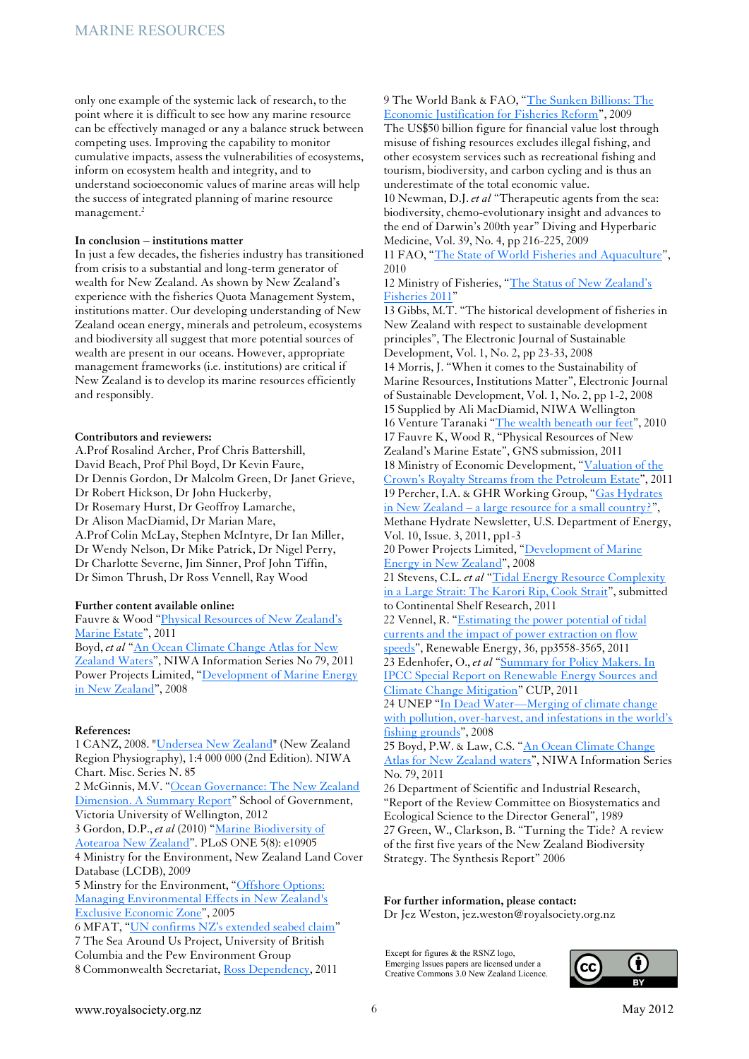only one example of the systemic lack of research, to the point where it is difficult to see how any marine resource can be effectively managed or any a balance struck between competing uses. Improving the capability to monitor cumulative impacts, assess the vulnerabilities of ecosystems, inform on ecosystem health and integrity, and to understand socioeconomic values of marine areas will help the success of integrated planning of marine resource management.[2]

**In conclusion – institutions matter**

In just a few decades, the fisheries industry has transitioned from crisis to a substantial and long-term generator of wealth for New Zealand. As shown by New Zealand's experience with the fisheries Quota Management System, institutions matter. Our developing understanding of New Zealand ocean energy, minerals and petroleum, ecosystems and biodiversity all suggest that more potential sources of wealth are present in our oceans. However, appropriate management frameworks (i.e. institutions) are critical if New Zealand is to develop its marine resources efficiently and responsibly.

**Contributors and reviewers:**

A.Prof Rosalind Archer, Prof Chris Battershill, David Beach, Prof Phil Boyd, Dr Kevin Faure, Dr Dennis Gordon, Dr Malcolm Green, Dr Janet Grieve, Dr Robert Hickson, Dr John Huckerby, Dr Rosemary Hurst, Dr Geoffroy Lamarche, Dr Alison MacDiamid, Dr Marian Mare, A.Prof Colin McLay, Stephen McIntyre, Dr Ian Miller, Dr Wendy Nelson, Dr Mike Patrick, Dr Nigel Perry, Dr Charlotte Severne, Jim Sinner, Prof John Tiffin, Dr Simon Thrush, Dr Ross Vennell, Ray Wood

**Further content available online:**

Fauvre & Wood "Physical Resources of New Zealand's Marine Estate", 2011

Boyd, *et al* "An Ocean Climate Change Atlas for New Zealand Waters", NIWA Information Series No 79, 2011

Power Projects Limited, "Development of Marine Energy in New Zealand", 2008

**References:**

1 CANZ, 2008. "Undersea New Zealand" (New Zealand Region Physiography), 1:4 000 000 (2nd Edition). NIWA Chart. Misc. Series N. 85

2 McGinnis, M.V. "Ocean Governance: The New Zealand Dimension. A Summary Report" School of Government, Victoria University of Wellington, 2012

3 Gordon, D.P., *et al* (2010) "Marine Biodiversity of Aotearoa New Zealand". PLoS ONE 5(8): e10905

4 Ministry for the Environment, New Zealand Land Cover Database (LCDB), 2009

5 Minstry for the Environment, "Offshore Options: Managing Environmental Effects in New Zealand's Exclusive Economic Zone", 2005

6 MFAT, "UN confirms NZ's extended seabed claim"

7 The Sea Around Us Project, University of British Columbia and the Pew Environment Group

8 Commonwealth Secretariat, Ross Dependency, 2011

9 The World Bank & FAO, "The Sunken Billions: The Economic Justification for Fisheries Reform", 2009
The US$50 billion figure for financial value lost through misuse of fishing resources excludes illegal fishing, and other ecosystem services such as recreational fishing and tourism, biodiversity, and carbon cycling and is thus an underestimate of the total economic value.

10 Newman, D.J. *et al* "Therapeutic agents from the sea: biodiversity, chemo-evolutionary insight and advances to the end of Darwin's 200th year" Diving and Hyperbaric Medicine, Vol. 39, No. 4, pp 216-225, 2009

11 FAO, "The State of World Fisheries and Aquaculture", 2010

12 Ministry of Fisheries, "The Status of New Zealand's Fisheries 2011"

13 Gibbs, M.T. "The historical development of fisheries in New Zealand with respect to sustainable development principles", The Electronic Journal of Sustainable Development, Vol. 1, No. 2, pp 23-33, 2008

14 Morris, J. "When it comes to the Sustainability of Marine Resources, Institutions Matter", Electronic Journal of Sustainable Development, Vol. 1, No. 2, pp 1-2, 2008

15 Supplied by Ali MacDiamid, NIWA Wellington

16 Venture Taranaki "The wealth beneath our feet", 2010

17 Fauvre K, Wood R, "Physical Resources of New Zealand's Marine Estate", GNS submission, 2011

18 Ministry of Economic Development, "Valuation of the Crown's Royalty Streams from the Petroleum Estate", 2011

19 Percher, I.A. & GHR Working Group, "Gas Hydrates in New Zealand – a large resource for a small country?", Methane Hydrate Newsletter, U.S. Department of Energy, Vol. 10, Issue. 3, 2011, pp1-3

20 Power Projects Limited, "Development of Marine Energy in New Zealand", 2008

21 Stevens, C.L. *et al* "Tidal Energy Resource Complexity in a Large Strait: The Karori Rip, Cook Strait", submitted to Continental Shelf Research, 2011

22 Vennel, R. "Estimating the power potential of tidal currents and the impact of power extraction on flow speeds", Renewable Energy, 36, pp3558-3565, 2011

23 Edenhofer, O., *et al* "Summary for Policy Makers. In IPCC Special Report on Renewable Energy Sources and Climate Change Mitigation" CUP, 2011

24 UNEP "In Dead Water—Merging of climate change with pollution, over-harvest, and infestations in the world's fishing grounds", 2008

25 Boyd, P.W. & Law, C.S. "An Ocean Climate Change Atlas for New Zealand waters", NIWA Information Series No. 79, 2011

26 Department of Scientific and Industrial Research, "Report of the Review Committee on Biosystematics and Ecological Science to the Director General", 1989

27 Green, W., Clarkson, B. "Turning the Tide? A review of the first five years of the New Zealand Biodiversity Strategy. The Synthesis Report" 2006

**For further information, please contact:**
Dr Jez Weston, jez.weston@royalsociety.org.nz

Except for figures & the RSNZ logo, Emerging Issues papers are licensed under a Creative Commons 3.0 New Zealand Licence.